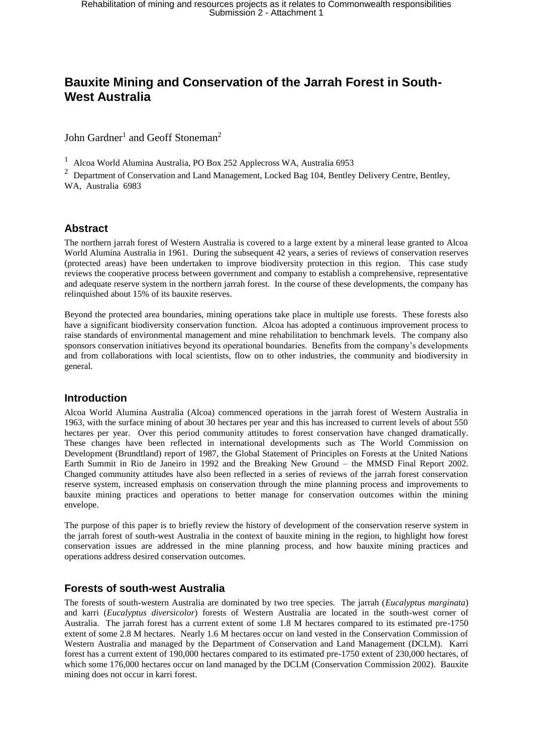# Bauxite Mining and Conservation of the Jarrah Forest in South-West Australia

John Gardner[1] and Geoff Stoneman[2]

[1] Alcoa World Alumina Australia, PO Box 252 Applecross WA, Australia 6953

[2] Department of Conservation and Land Management, Locked Bag 104, Bentley Delivery Centre, Bentley, WA, Australia 6983

## Abstract

The northern jarrah forest of Western Australia is covered to a large extent by a mineral lease granted to Alcoa World Alumina Australia in 1961. During the subsequent 42 years, a series of reviews of conservation reserves (protected areas) have been undertaken to improve biodiversity protection in this region. This case study reviews the cooperative process between government and company to establish a comprehensive, representative and adequate reserve system in the northern jarrah forest. In the course of these developments, the company has relinquished about 15% of its bauxite reserves.

Beyond the protected area boundaries, mining operations take place in multiple use forests. These forests also have a significant biodiversity conservation function. Alcoa has adopted a continuous improvement process to raise standards of environmental management and mine rehabilitation to benchmark levels. The company also sponsors conservation initiatives beyond its operational boundaries. Benefits from the company's developments and from collaborations with local scientists, flow on to other industries, the community and biodiversity in general.

## Introduction

Alcoa World Alumina Australia (Alcoa) commenced operations in the jarrah forest of Western Australia in 1963, with the surface mining of about 30 hectares per year and this has increased to current levels of about 550 hectares per year. Over this period community attitudes to forest conservation have changed dramatically. These changes have been reflected in international developments such as The World Commission on Development (Brundtland) report of 1987, the Global Statement of Principles on Forests at the United Nations Earth Summit in Rio de Janeiro in 1992 and the Breaking New Ground – the MMSD Final Report 2002. Changed community attitudes have also been reflected in a series of reviews of the jarrah forest conservation reserve system, increased emphasis on conservation through the mine planning process and improvements to bauxite mining practices and operations to better manage for conservation outcomes within the mining envelope.

The purpose of this paper is to briefly review the history of development of the conservation reserve system in the jarrah forest of south-west Australia in the context of bauxite mining in the region, to highlight how forest conservation issues are addressed in the mine planning process, and how bauxite mining practices and operations address desired conservation outcomes.

## Forests of south-west Australia

The forests of south-western Australia are dominated by two tree species. The jarrah (*Eucalyptus marginata*) and karri (*Eucalyptus diversicolor*) forests of Western Australia are located in the south-west corner of Australia. The jarrah forest has a current extent of some 1.8 M hectares compared to its estimated pre-1750 extent of some 2.8 M hectares. Nearly 1.6 M hectares occur on land vested in the Conservation Commission of Western Australia and managed by the Department of Conservation and Land Management (DCLM). Karri forest has a current extent of 190,000 hectares compared to its estimated pre-1750 extent of 230,000 hectares, of which some 176,000 hectares occur on land managed by the DCLM (Conservation Commission 2002). Bauxite mining does not occur in karri forest.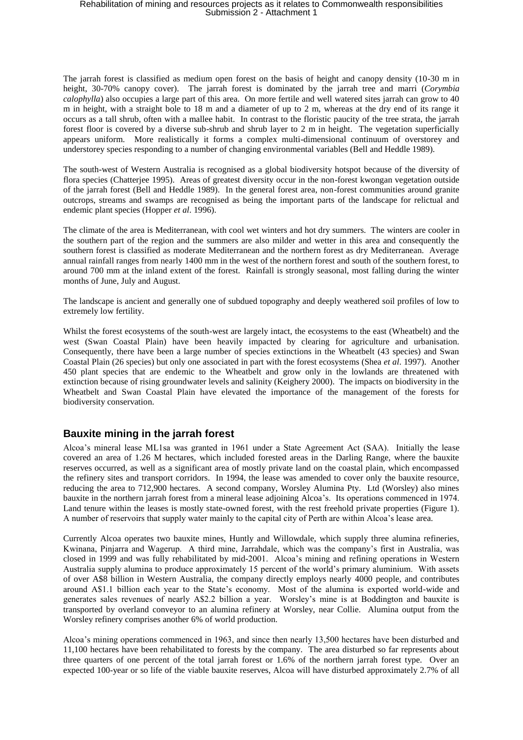The jarrah forest is classified as medium open forest on the basis of height and canopy density (10-30 m in height, 30-70% canopy cover). The jarrah forest is dominated by the jarrah tree and marri (*Corymbia calophylla*) also occupies a large part of this area. On more fertile and well watered sites jarrah can grow to 40 m in height, with a straight bole to 18 m and a diameter of up to 2 m, whereas at the dry end of its range it occurs as a tall shrub, often with a mallee habit. In contrast to the floristic paucity of the tree strata, the jarrah forest floor is covered by a diverse sub-shrub and shrub layer to 2 m in height. The vegetation superficially appears uniform. More realistically it forms a complex multi-dimensional continuum of overstorey and understorey species responding to a number of changing environmental variables (Bell and Heddle 1989).

The south-west of Western Australia is recognised as a global biodiversity hotspot because of the diversity of flora species (Chatterjee 1995). Areas of greatest diversity occur in the non-forest kwongan vegetation outside of the jarrah forest (Bell and Heddle 1989). In the general forest area, non-forest communities around granite outcrops, streams and swamps are recognised as being the important parts of the landscape for relictual and endemic plant species (Hopper *et al*. 1996).

The climate of the area is Mediterranean, with cool wet winters and hot dry summers. The winters are cooler in the southern part of the region and the summers are also milder and wetter in this area and consequently the southern forest is classified as moderate Mediterranean and the northern forest as dry Mediterranean. Average annual rainfall ranges from nearly 1400 mm in the west of the northern forest and south of the southern forest, to around 700 mm at the inland extent of the forest. Rainfall is strongly seasonal, most falling during the winter months of June, July and August.

The landscape is ancient and generally one of subdued topography and deeply weathered soil profiles of low to extremely low fertility.

Whilst the forest ecosystems of the south-west are largely intact, the ecosystems to the east (Wheatbelt) and the west (Swan Coastal Plain) have been heavily impacted by clearing for agriculture and urbanisation. Consequently, there have been a large number of species extinctions in the Wheatbelt (43 species) and Swan Coastal Plain (26 species) but only one associated in part with the forest ecosystems (Shea *et al*. 1997). Another 450 plant species that are endemic to the Wheatbelt and grow only in the lowlands are threatened with extinction because of rising groundwater levels and salinity (Keighery 2000). The impacts on biodiversity in the Wheatbelt and Swan Coastal Plain have elevated the importance of the management of the forests for biodiversity conservation.

## Bauxite mining in the jarrah forest

Alcoa's mineral lease ML1sa was granted in 1961 under a State Agreement Act (SAA). Initially the lease covered an area of 1.26 M hectares, which included forested areas in the Darling Range, where the bauxite reserves occurred, as well as a significant area of mostly private land on the coastal plain, which encompassed the refinery sites and transport corridors. In 1994, the lease was amended to cover only the bauxite resource, reducing the area to 712,900 hectares. A second company, Worsley Alumina Pty. Ltd (Worsley) also mines bauxite in the northern jarrah forest from a mineral lease adjoining Alcoa's. Its operations commenced in 1974. Land tenure within the leases is mostly state-owned forest, with the rest freehold private properties (Figure 1). A number of reservoirs that supply water mainly to the capital city of Perth are within Alcoa's lease area.

Currently Alcoa operates two bauxite mines, Huntly and Willowdale, which supply three alumina refineries, Kwinana, Pinjarra and Wagerup. A third mine, Jarrahdale, which was the company's first in Australia, was closed in 1999 and was fully rehabilitated by mid-2001. Alcoa's mining and refining operations in Western Australia supply alumina to produce approximately 15 percent of the world's primary aluminium. With assets of over A$8 billion in Western Australia, the company directly employs nearly 4000 people, and contributes around A$1.1 billion each year to the State's economy. Most of the alumina is exported world-wide and generates sales revenues of nearly A$2.2 billion a year. Worsley's mine is at Boddington and bauxite is transported by overland conveyor to an alumina refinery at Worsley, near Collie. Alumina output from the Worsley refinery comprises another 6% of world production.

Alcoa's mining operations commenced in 1963, and since then nearly 13,500 hectares have been disturbed and 11,100 hectares have been rehabilitated to forests by the company. The area disturbed so far represents about three quarters of one percent of the total jarrah forest or 1.6% of the northern jarrah forest type. Over an expected 100-year or so life of the viable bauxite reserves, Alcoa will have disturbed approximately 2.7% of all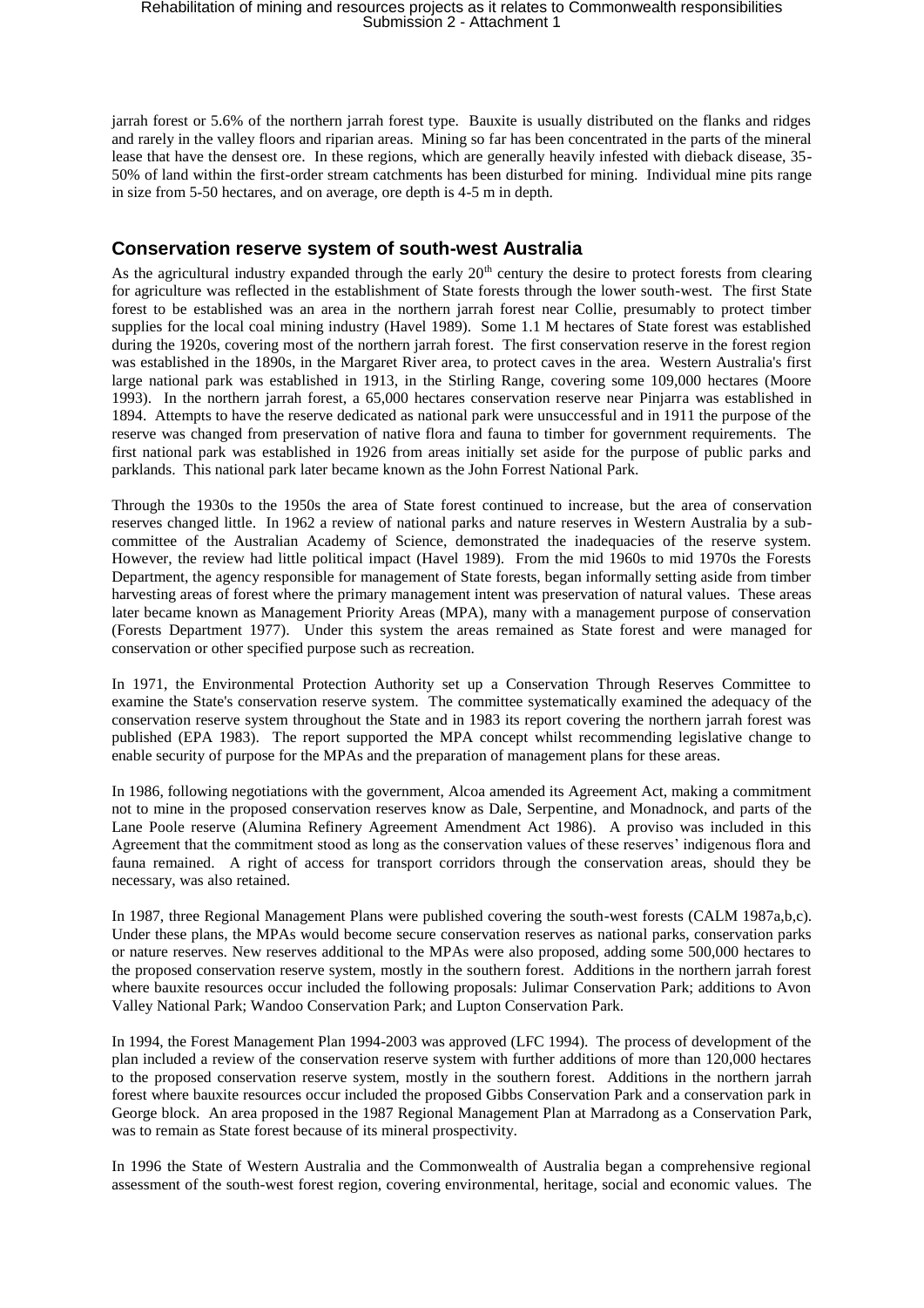jarrah forest or 5.6% of the northern jarrah forest type. Bauxite is usually distributed on the flanks and ridges and rarely in the valley floors and riparian areas. Mining so far has been concentrated in the parts of the mineral lease that have the densest ore. In these regions, which are generally heavily infested with dieback disease, 35-50% of land within the first-order stream catchments has been disturbed for mining. Individual mine pits range in size from 5-50 hectares, and on average, ore depth is 4-5 m in depth.

## Conservation reserve system of south-west Australia

As the agricultural industry expanded through the early 20th century the desire to protect forests from clearing for agriculture was reflected in the establishment of State forests through the lower south-west. The first State forest to be established was an area in the northern jarrah forest near Collie, presumably to protect timber supplies for the local coal mining industry (Havel 1989). Some 1.1 M hectares of State forest was established during the 1920s, covering most of the northern jarrah forest. The first conservation reserve in the forest region was established in the 1890s, in the Margaret River area, to protect caves in the area. Western Australia's first large national park was established in 1913, in the Stirling Range, covering some 109,000 hectares (Moore 1993). In the northern jarrah forest, a 65,000 hectares conservation reserve near Pinjarra was established in 1894. Attempts to have the reserve dedicated as national park were unsuccessful and in 1911 the purpose of the reserve was changed from preservation of native flora and fauna to timber for government requirements. The first national park was established in 1926 from areas initially set aside for the purpose of public parks and parklands. This national park later became known as the John Forrest National Park.

Through the 1930s to the 1950s the area of State forest continued to increase, but the area of conservation reserves changed little. In 1962 a review of national parks and nature reserves in Western Australia by a sub-committee of the Australian Academy of Science, demonstrated the inadequacies of the reserve system. However, the review had little political impact (Havel 1989). From the mid 1960s to mid 1970s the Forests Department, the agency responsible for management of State forests, began informally setting aside from timber harvesting areas of forest where the primary management intent was preservation of natural values. These areas later became known as Management Priority Areas (MPA), many with a management purpose of conservation (Forests Department 1977). Under this system the areas remained as State forest and were managed for conservation or other specified purpose such as recreation.

In 1971, the Environmental Protection Authority set up a Conservation Through Reserves Committee to examine the State's conservation reserve system. The committee systematically examined the adequacy of the conservation reserve system throughout the State and in 1983 its report covering the northern jarrah forest was published (EPA 1983). The report supported the MPA concept whilst recommending legislative change to enable security of purpose for the MPAs and the preparation of management plans for these areas.

In 1986, following negotiations with the government, Alcoa amended its Agreement Act, making a commitment not to mine in the proposed conservation reserves know as Dale, Serpentine, and Monadnock, and parts of the Lane Poole reserve (Alumina Refinery Agreement Amendment Act 1986). A proviso was included in this Agreement that the commitment stood as long as the conservation values of these reserves' indigenous flora and fauna remained. A right of access for transport corridors through the conservation areas, should they be necessary, was also retained.

In 1987, three Regional Management Plans were published covering the south-west forests (CALM 1987a,b,c). Under these plans, the MPAs would become secure conservation reserves as national parks, conservation parks or nature reserves. New reserves additional to the MPAs were also proposed, adding some 500,000 hectares to the proposed conservation reserve system, mostly in the southern forest. Additions in the northern jarrah forest where bauxite resources occur included the following proposals: Julimar Conservation Park; additions to Avon Valley National Park; Wandoo Conservation Park; and Lupton Conservation Park.

In 1994, the Forest Management Plan 1994-2003 was approved (LFC 1994). The process of development of the plan included a review of the conservation reserve system with further additions of more than 120,000 hectares to the proposed conservation reserve system, mostly in the southern forest. Additions in the northern jarrah forest where bauxite resources occur included the proposed Gibbs Conservation Park and a conservation park in George block. An area proposed in the 1987 Regional Management Plan at Marradong as a Conservation Park, was to remain as State forest because of its mineral prospectivity.

In 1996 the State of Western Australia and the Commonwealth of Australia began a comprehensive regional assessment of the south-west forest region, covering environmental, heritage, social and economic values. The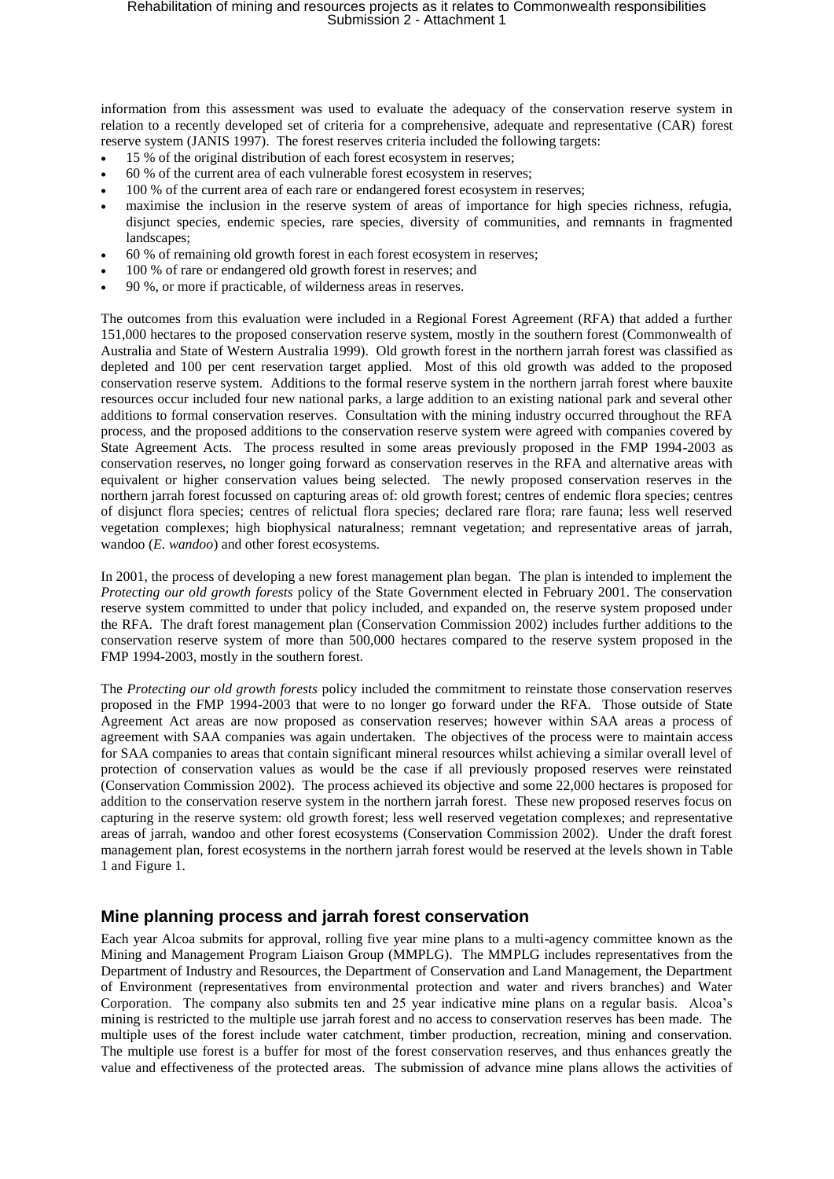information from this assessment was used to evaluate the adequacy of the conservation reserve system in relation to a recently developed set of criteria for a comprehensive, adequate and representative (CAR) forest reserve system (JANIS 1997). The forest reserves criteria included the following targets:

- 15 % of the original distribution of each forest ecosystem in reserves;
- 60 % of the current area of each vulnerable forest ecosystem in reserves;
- 100 % of the current area of each rare or endangered forest ecosystem in reserves;
- maximise the inclusion in the reserve system of areas of importance for high species richness, refugia, disjunct species, endemic species, rare species, diversity of communities, and remnants in fragmented landscapes;
- 60 % of remaining old growth forest in each forest ecosystem in reserves;
- 100 % of rare or endangered old growth forest in reserves; and
- 90 %, or more if practicable, of wilderness areas in reserves.

The outcomes from this evaluation were included in a Regional Forest Agreement (RFA) that added a further 151,000 hectares to the proposed conservation reserve system, mostly in the southern forest (Commonwealth of Australia and State of Western Australia 1999). Old growth forest in the northern jarrah forest was classified as depleted and 100 per cent reservation target applied. Most of this old growth was added to the proposed conservation reserve system. Additions to the formal reserve system in the northern jarrah forest where bauxite resources occur included four new national parks, a large addition to an existing national park and several other additions to formal conservation reserves. Consultation with the mining industry occurred throughout the RFA process, and the proposed additions to the conservation reserve system were agreed with companies covered by State Agreement Acts. The process resulted in some areas previously proposed in the FMP 1994-2003 as conservation reserves, no longer going forward as conservation reserves in the RFA and alternative areas with equivalent or higher conservation values being selected. The newly proposed conservation reserves in the northern jarrah forest focussed on capturing areas of: old growth forest; centres of endemic flora species; centres of disjunct flora species; centres of relictual flora species; declared rare flora; rare fauna; less well reserved vegetation complexes; high biophysical naturalness; remnant vegetation; and representative areas of jarrah, wandoo (*E. wandoo*) and other forest ecosystems.

In 2001, the process of developing a new forest management plan began. The plan is intended to implement the *Protecting our old growth forests* policy of the State Government elected in February 2001. The conservation reserve system committed to under that policy included, and expanded on, the reserve system proposed under the RFA. The draft forest management plan (Conservation Commission 2002) includes further additions to the conservation reserve system of more than 500,000 hectares compared to the reserve system proposed in the FMP 1994-2003, mostly in the southern forest.

The *Protecting our old growth forests* policy included the commitment to reinstate those conservation reserves proposed in the FMP 1994-2003 that were to no longer go forward under the RFA. Those outside of State Agreement Act areas are now proposed as conservation reserves; however within SAA areas a process of agreement with SAA companies was again undertaken. The objectives of the process were to maintain access for SAA companies to areas that contain significant mineral resources whilst achieving a similar overall level of protection of conservation values as would be the case if all previously proposed reserves were reinstated (Conservation Commission 2002). The process achieved its objective and some 22,000 hectares is proposed for addition to the conservation reserve system in the northern jarrah forest. These new proposed reserves focus on capturing in the reserve system: old growth forest; less well reserved vegetation complexes; and representative areas of jarrah, wandoo and other forest ecosystems (Conservation Commission 2002). Under the draft forest management plan, forest ecosystems in the northern jarrah forest would be reserved at the levels shown in Table 1 and Figure 1.

## Mine planning process and jarrah forest conservation

Each year Alcoa submits for approval, rolling five year mine plans to a multi-agency committee known as the Mining and Management Program Liaison Group (MMPLG). The MMPLG includes representatives from the Department of Industry and Resources, the Department of Conservation and Land Management, the Department of Environment (representatives from environmental protection and water and rivers branches) and Water Corporation. The company also submits ten and 25 year indicative mine plans on a regular basis. Alcoa's mining is restricted to the multiple use jarrah forest and no access to conservation reserves has been made. The multiple uses of the forest include water catchment, timber production, recreation, mining and conservation. The multiple use forest is a buffer for most of the forest conservation reserves, and thus enhances greatly the value and effectiveness of the protected areas. The submission of advance mine plans allows the activities of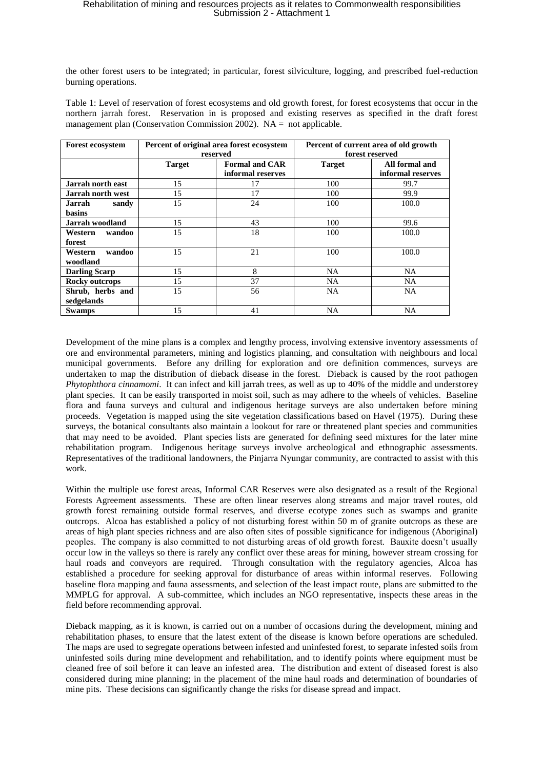the other forest users to be integrated; in particular, forest silviculture, logging, and prescribed fuel-reduction burning operations.

Table 1: Level of reservation of forest ecosystems and old growth forest, for forest ecosystems that occur in the northern jarrah forest. Reservation in is proposed and existing reserves as specified in the draft forest management plan (Conservation Commission 2002). NA = not applicable.

| Forest ecosystem | Percent of original area forest ecosystem reserved | | Percent of current area of old growth forest reserved | |
|---|---|---|---|---|
| | Target | Formal and CAR informal reserves | Target | All formal and informal reserves |
| **Jarrah north east** | 15 | 17 | 100 | 99.7 |
| **Jarrah north west** | 15 | 17 | 100 | 99.9 |
| **Jarrah sandy basins** | 15 | 24 | 100 | 100.0 |
| **Jarrah woodland** | 15 | 43 | 100 | 99.6 |
| **Western wandoo forest** | 15 | 18 | 100 | 100.0 |
| **Western wandoo woodland** | 15 | 21 | 100 | 100.0 |
| **Darling Scarp** | 15 | 8 | NA | NA |
| **Rocky outcrops** | 15 | 37 | NA | NA |
| **Shrub, herbs and sedgelands** | 15 | 56 | NA | NA |
| **Swamps** | 15 | 41 | NA | NA |

Development of the mine plans is a complex and lengthy process, involving extensive inventory assessments of ore and environmental parameters, mining and logistics planning, and consultation with neighbours and local municipal governments. Before any drilling for exploration and ore definition commences, surveys are undertaken to map the distribution of dieback disease in the forest. Dieback is caused by the root pathogen *Phytophthora cinnamomi*. It can infect and kill jarrah trees, as well as up to 40% of the middle and understorey plant species. It can be easily transported in moist soil, such as may adhere to the wheels of vehicles. Baseline flora and fauna surveys and cultural and indigenous heritage surveys are also undertaken before mining proceeds. Vegetation is mapped using the site vegetation classifications based on Havel (1975). During these surveys, the botanical consultants also maintain a lookout for rare or threatened plant species and communities that may need to be avoided. Plant species lists are generated for defining seed mixtures for the later mine rehabilitation program. Indigenous heritage surveys involve archeological and ethnographic assessments. Representatives of the traditional landowners, the Pinjarra Nyungar community, are contracted to assist with this work.

Within the multiple use forest areas, Informal CAR Reserves were also designated as a result of the Regional Forests Agreement assessments. These are often linear reserves along streams and major travel routes, old growth forest remaining outside formal reserves, and diverse ecotype zones such as swamps and granite outcrops. Alcoa has established a policy of not disturbing forest within 50 m of granite outcrops as these are areas of high plant species richness and are also often sites of possible significance for indigenous (Aboriginal) peoples. The company is also committed to not disturbing areas of old growth forest. Bauxite doesn't usually occur low in the valleys so there is rarely any conflict over these areas for mining, however stream crossing for haul roads and conveyors are required. Through consultation with the regulatory agencies, Alcoa has established a procedure for seeking approval for disturbance of areas within informal reserves. Following baseline flora mapping and fauna assessments, and selection of the least impact route, plans are submitted to the MMPLG for approval. A sub-committee, which includes an NGO representative, inspects these areas in the field before recommending approval.

Dieback mapping, as it is known, is carried out on a number of occasions during the development, mining and rehabilitation phases, to ensure that the latest extent of the disease is known before operations are scheduled. The maps are used to segregate operations between infested and uninfested forest, to separate infested soils from uninfested soils during mine development and rehabilitation, and to identify points where equipment must be cleaned free of soil before it can leave an infested area. The distribution and extent of diseased forest is also considered during mine planning; in the placement of the mine haul roads and determination of boundaries of mine pits. These decisions can significantly change the risks for disease spread and impact.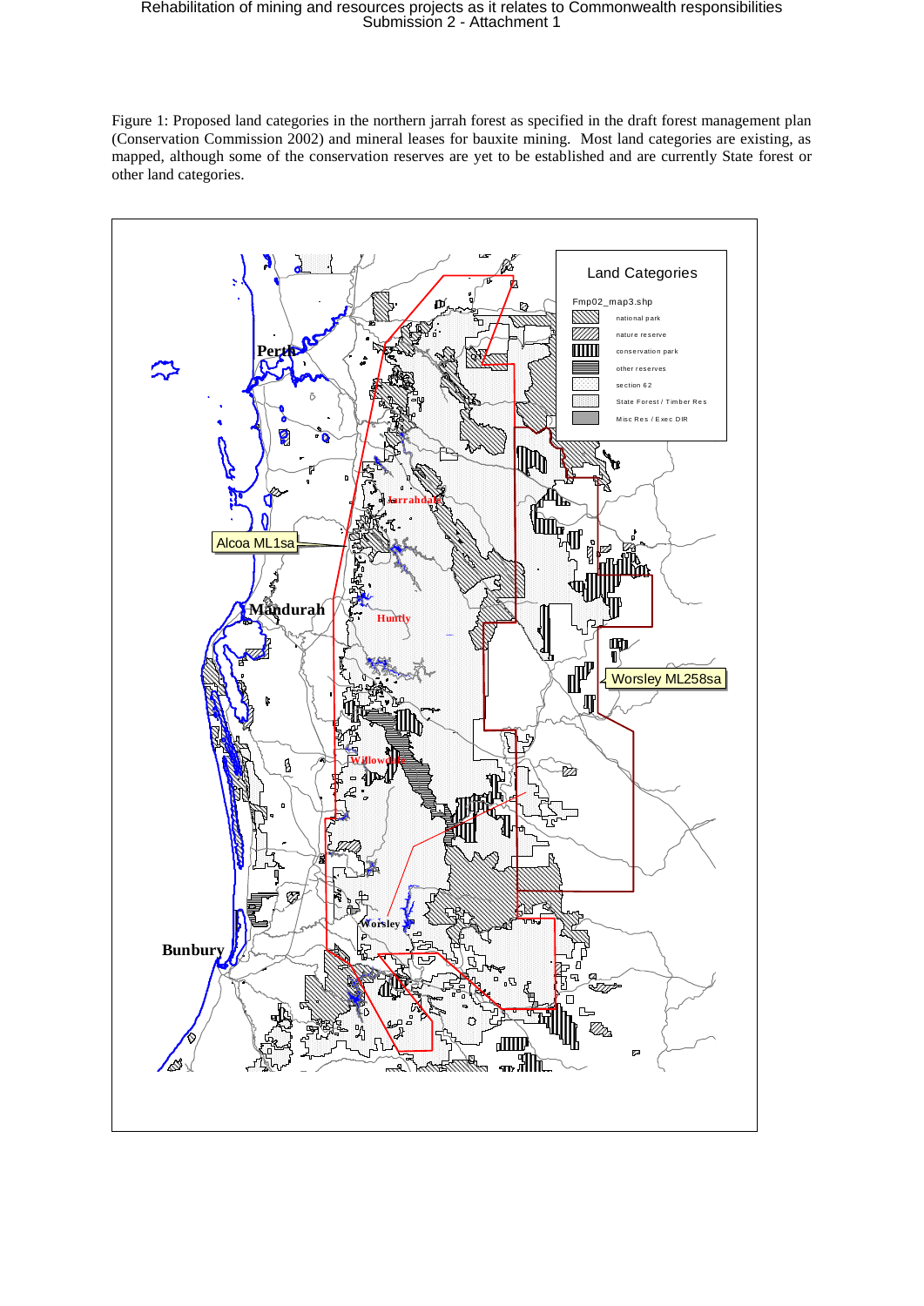Figure 1: Proposed land categories in the northern jarrah forest as specified in the draft forest management plan (Conservation Commission 2002) and mineral leases for bauxite mining. Most land categories are existing, as mapped, although some of the conservation reserves are yet to be established and are currently State forest or other land categories.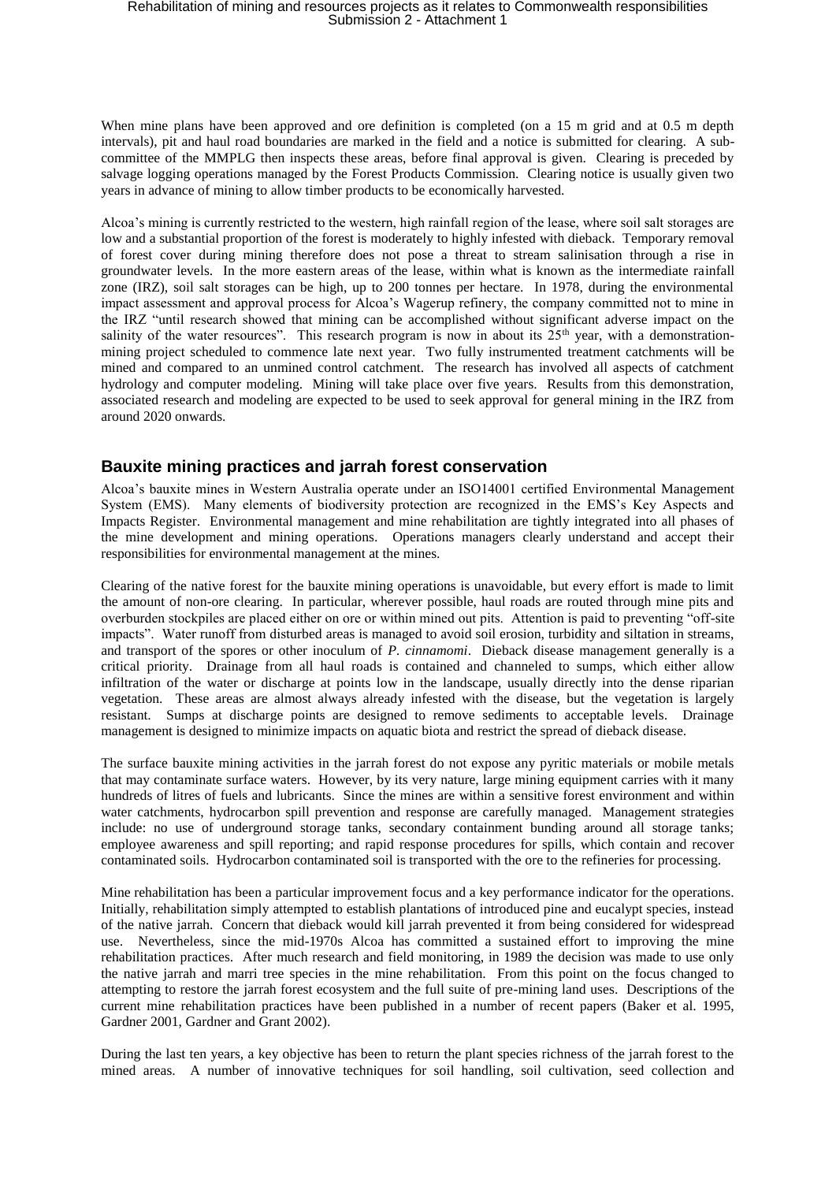When mine plans have been approved and ore definition is completed (on a 15 m grid and at 0.5 m depth intervals), pit and haul road boundaries are marked in the field and a notice is submitted for clearing. A sub-committee of the MMPLG then inspects these areas, before final approval is given. Clearing is preceded by salvage logging operations managed by the Forest Products Commission. Clearing notice is usually given two years in advance of mining to allow timber products to be economically harvested.

Alcoa's mining is currently restricted to the western, high rainfall region of the lease, where soil salt storages are low and a substantial proportion of the forest is moderately to highly infested with dieback. Temporary removal of forest cover during mining therefore does not pose a threat to stream salinisation through a rise in groundwater levels. In the more eastern areas of the lease, within what is known as the intermediate rainfall zone (IRZ), soil salt storages can be high, up to 200 tonnes per hectare. In 1978, during the environmental impact assessment and approval process for Alcoa's Wagerup refinery, the company committed not to mine in the IRZ "until research showed that mining can be accomplished without significant adverse impact on the salinity of the water resources". This research program is now in about its 25th year, with a demonstration-mining project scheduled to commence late next year. Two fully instrumented treatment catchments will be mined and compared to an unmined control catchment. The research has involved all aspects of catchment hydrology and computer modeling. Mining will take place over five years. Results from this demonstration, associated research and modeling are expected to be used to seek approval for general mining in the IRZ from around 2020 onwards.

## Bauxite mining practices and jarrah forest conservation

Alcoa's bauxite mines in Western Australia operate under an ISO14001 certified Environmental Management System (EMS). Many elements of biodiversity protection are recognized in the EMS's Key Aspects and Impacts Register. Environmental management and mine rehabilitation are tightly integrated into all phases of the mine development and mining operations. Operations managers clearly understand and accept their responsibilities for environmental management at the mines.

Clearing of the native forest for the bauxite mining operations is unavoidable, but every effort is made to limit the amount of non-ore clearing. In particular, wherever possible, haul roads are routed through mine pits and overburden stockpiles are placed either on ore or within mined out pits. Attention is paid to preventing "off-site impacts". Water runoff from disturbed areas is managed to avoid soil erosion, turbidity and siltation in streams, and transport of the spores or other inoculum of *P. cinnamomi*. Dieback disease management generally is a critical priority. Drainage from all haul roads is contained and channeled to sumps, which either allow infiltration of the water or discharge at points low in the landscape, usually directly into the dense riparian vegetation. These areas are almost always already infested with the disease, but the vegetation is largely resistant. Sumps at discharge points are designed to remove sediments to acceptable levels. Drainage management is designed to minimize impacts on aquatic biota and restrict the spread of dieback disease.

The surface bauxite mining activities in the jarrah forest do not expose any pyritic materials or mobile metals that may contaminate surface waters. However, by its very nature, large mining equipment carries with it many hundreds of litres of fuels and lubricants. Since the mines are within a sensitive forest environment and within water catchments, hydrocarbon spill prevention and response are carefully managed. Management strategies include: no use of underground storage tanks, secondary containment bunding around all storage tanks; employee awareness and spill reporting; and rapid response procedures for spills, which contain and recover contaminated soils. Hydrocarbon contaminated soil is transported with the ore to the refineries for processing.

Mine rehabilitation has been a particular improvement focus and a key performance indicator for the operations. Initially, rehabilitation simply attempted to establish plantations of introduced pine and eucalypt species, instead of the native jarrah. Concern that dieback would kill jarrah prevented it from being considered for widespread use. Nevertheless, since the mid-1970s Alcoa has committed a sustained effort to improving the mine rehabilitation practices. After much research and field monitoring, in 1989 the decision was made to use only the native jarrah and marri tree species in the mine rehabilitation. From this point on the focus changed to attempting to restore the jarrah forest ecosystem and the full suite of pre-mining land uses. Descriptions of the current mine rehabilitation practices have been published in a number of recent papers (Baker et al. 1995, Gardner 2001, Gardner and Grant 2002).

During the last ten years, a key objective has been to return the plant species richness of the jarrah forest to the mined areas. A number of innovative techniques for soil handling, soil cultivation, seed collection and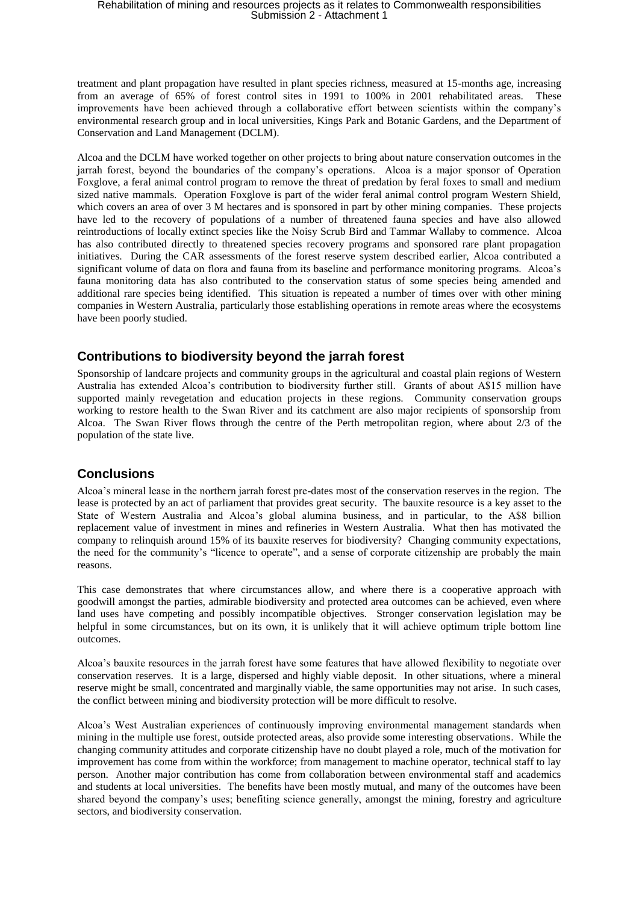treatment and plant propagation have resulted in plant species richness, measured at 15-months age, increasing from an average of 65% of forest control sites in 1991 to 100% in 2001 rehabilitated areas. These improvements have been achieved through a collaborative effort between scientists within the company's environmental research group and in local universities, Kings Park and Botanic Gardens, and the Department of Conservation and Land Management (DCLM).

Alcoa and the DCLM have worked together on other projects to bring about nature conservation outcomes in the jarrah forest, beyond the boundaries of the company's operations. Alcoa is a major sponsor of Operation Foxglove, a feral animal control program to remove the threat of predation by feral foxes to small and medium sized native mammals. Operation Foxglove is part of the wider feral animal control program Western Shield, which covers an area of over 3 M hectares and is sponsored in part by other mining companies. These projects have led to the recovery of populations of a number of threatened fauna species and have also allowed reintroductions of locally extinct species like the Noisy Scrub Bird and Tammar Wallaby to commence. Alcoa has also contributed directly to threatened species recovery programs and sponsored rare plant propagation initiatives. During the CAR assessments of the forest reserve system described earlier, Alcoa contributed a significant volume of data on flora and fauna from its baseline and performance monitoring programs. Alcoa's fauna monitoring data has also contributed to the conservation status of some species being amended and additional rare species being identified. This situation is repeated a number of times over with other mining companies in Western Australia, particularly those establishing operations in remote areas where the ecosystems have been poorly studied.

## Contributions to biodiversity beyond the jarrah forest

Sponsorship of landcare projects and community groups in the agricultural and coastal plain regions of Western Australia has extended Alcoa's contribution to biodiversity further still. Grants of about A$15 million have supported mainly revegetation and education projects in these regions. Community conservation groups working to restore health to the Swan River and its catchment are also major recipients of sponsorship from Alcoa. The Swan River flows through the centre of the Perth metropolitan region, where about 2/3 of the population of the state live.

## Conclusions

Alcoa's mineral lease in the northern jarrah forest pre-dates most of the conservation reserves in the region. The lease is protected by an act of parliament that provides great security. The bauxite resource is a key asset to the State of Western Australia and Alcoa's global alumina business, and in particular, to the A$8 billion replacement value of investment in mines and refineries in Western Australia. What then has motivated the company to relinquish around 15% of its bauxite reserves for biodiversity? Changing community expectations, the need for the community's "licence to operate", and a sense of corporate citizenship are probably the main reasons.

This case demonstrates that where circumstances allow, and where there is a cooperative approach with goodwill amongst the parties, admirable biodiversity and protected area outcomes can be achieved, even where land uses have competing and possibly incompatible objectives. Stronger conservation legislation may be helpful in some circumstances, but on its own, it is unlikely that it will achieve optimum triple bottom line outcomes.

Alcoa's bauxite resources in the jarrah forest have some features that have allowed flexibility to negotiate over conservation reserves. It is a large, dispersed and highly viable deposit. In other situations, where a mineral reserve might be small, concentrated and marginally viable, the same opportunities may not arise. In such cases, the conflict between mining and biodiversity protection will be more difficult to resolve.

Alcoa's West Australian experiences of continuously improving environmental management standards when mining in the multiple use forest, outside protected areas, also provide some interesting observations. While the changing community attitudes and corporate citizenship have no doubt played a role, much of the motivation for improvement has come from within the workforce; from management to machine operator, technical staff to lay person. Another major contribution has come from collaboration between environmental staff and academics and students at local universities. The benefits have been mostly mutual, and many of the outcomes have been shared beyond the company's uses; benefiting science generally, amongst the mining, forestry and agriculture sectors, and biodiversity conservation.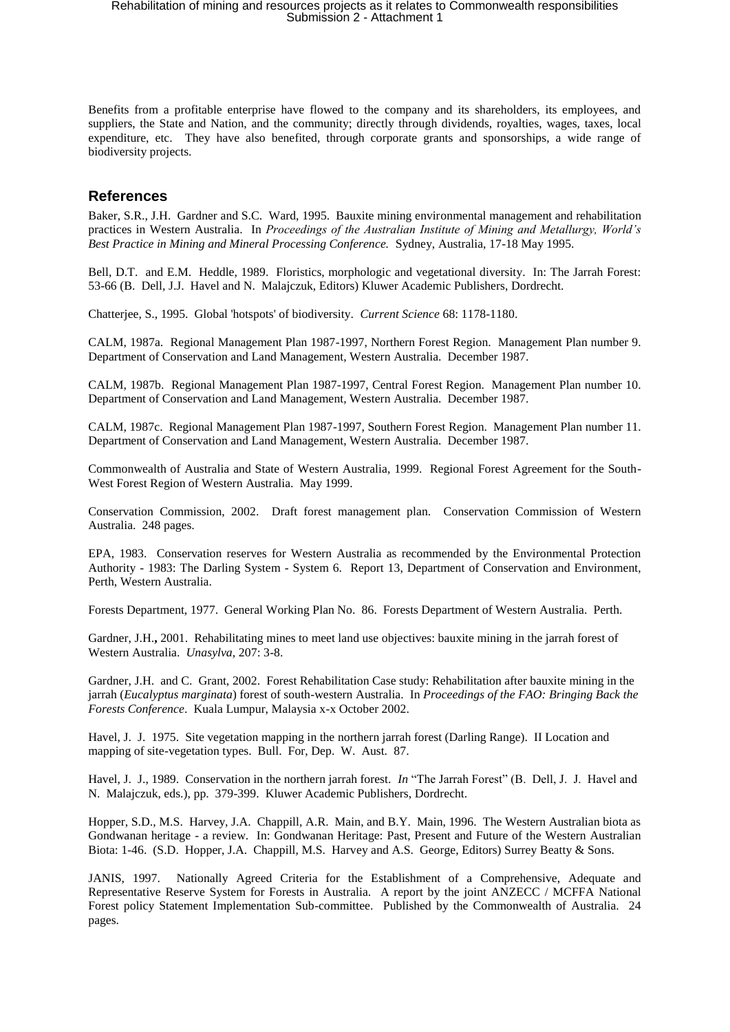Benefits from a profitable enterprise have flowed to the company and its shareholders, its employees, and suppliers, the State and Nation, and the community; directly through dividends, royalties, wages, taxes, local expenditure, etc. They have also benefited, through corporate grants and sponsorships, a wide range of biodiversity projects.

## References

Baker, S.R., J.H. Gardner and S.C. Ward, 1995. Bauxite mining environmental management and rehabilitation practices in Western Australia. In *Proceedings of the Australian Institute of Mining and Metallurgy, World's Best Practice in Mining and Mineral Processing Conference.* Sydney, Australia, 17-18 May 1995.

Bell, D.T. and E.M. Heddle, 1989. Floristics, morphologic and vegetational diversity. In: The Jarrah Forest: 53-66 (B. Dell, J.J. Havel and N. Malajczuk, Editors) Kluwer Academic Publishers, Dordrecht.

Chatterjee, S., 1995. Global 'hotspots' of biodiversity. *Current Science* 68: 1178-1180.

CALM, 1987a. Regional Management Plan 1987-1997, Northern Forest Region. Management Plan number 9. Department of Conservation and Land Management, Western Australia. December 1987.

CALM, 1987b. Regional Management Plan 1987-1997, Central Forest Region. Management Plan number 10. Department of Conservation and Land Management, Western Australia. December 1987.

CALM, 1987c. Regional Management Plan 1987-1997, Southern Forest Region. Management Plan number 11. Department of Conservation and Land Management, Western Australia. December 1987.

Commonwealth of Australia and State of Western Australia, 1999. Regional Forest Agreement for the South-West Forest Region of Western Australia. May 1999.

Conservation Commission, 2002. Draft forest management plan. Conservation Commission of Western Australia. 248 pages.

EPA, 1983. Conservation reserves for Western Australia as recommended by the Environmental Protection Authority - 1983: The Darling System - System 6. Report 13, Department of Conservation and Environment, Perth, Western Australia.

Forests Department, 1977. General Working Plan No. 86. Forests Department of Western Australia. Perth.

Gardner, J.H., 2001. Rehabilitating mines to meet land use objectives: bauxite mining in the jarrah forest of Western Australia. *Unasylva*, 207: 3-8.

Gardner, J.H. and C. Grant, 2002. Forest Rehabilitation Case study: Rehabilitation after bauxite mining in the jarrah (*Eucalyptus marginata*) forest of south-western Australia. In *Proceedings of the FAO: Bringing Back the Forests Conference*. Kuala Lumpur, Malaysia x-x October 2002.

Havel, J. J. 1975. Site vegetation mapping in the northern jarrah forest (Darling Range). II Location and mapping of site-vegetation types. Bull. For, Dep. W. Aust. 87.

Havel, J. J., 1989. Conservation in the northern jarrah forest. *In* "The Jarrah Forest" (B. Dell, J. J. Havel and N. Malajczuk, eds.), pp. 379-399. Kluwer Academic Publishers, Dordrecht.

Hopper, S.D., M.S. Harvey, J.A. Chappill, A.R. Main, and B.Y. Main, 1996. The Western Australian biota as Gondwanan heritage - a review. In: Gondwanan Heritage: Past, Present and Future of the Western Australian Biota: 1-46. (S.D. Hopper, J.A. Chappill, M.S. Harvey and A.S. George, Editors) Surrey Beatty & Sons.

JANIS, 1997. Nationally Agreed Criteria for the Establishment of a Comprehensive, Adequate and Representative Reserve System for Forests in Australia. A report by the joint ANZECC / MCFFA National Forest policy Statement Implementation Sub-committee. Published by the Commonwealth of Australia. 24 pages.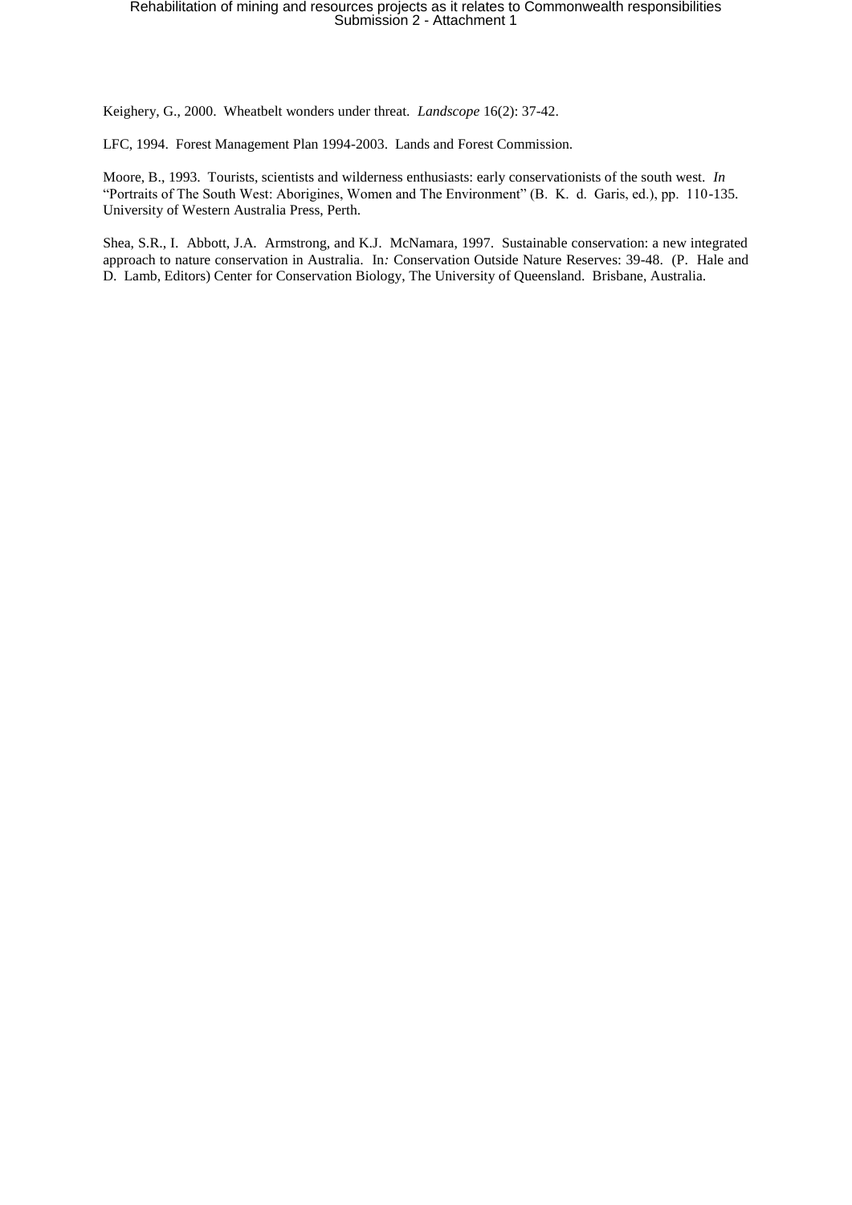Keighery, G., 2000. Wheatbelt wonders under threat. *Landscope* 16(2): 37-42.

LFC, 1994. Forest Management Plan 1994-2003. Lands and Forest Commission.

Moore, B., 1993. Tourists, scientists and wilderness enthusiasts: early conservationists of the south west. *In* "Portraits of The South West: Aborigines, Women and The Environment" (B. K. d. Garis, ed.), pp. 110-135. University of Western Australia Press, Perth.

Shea, S.R., I. Abbott, J.A. Armstrong, and K.J. McNamara, 1997. Sustainable conservation: a new integrated approach to nature conservation in Australia. In*:* Conservation Outside Nature Reserves: 39-48. (P. Hale and D. Lamb, Editors) Center for Conservation Biology, The University of Queensland. Brisbane, Australia.